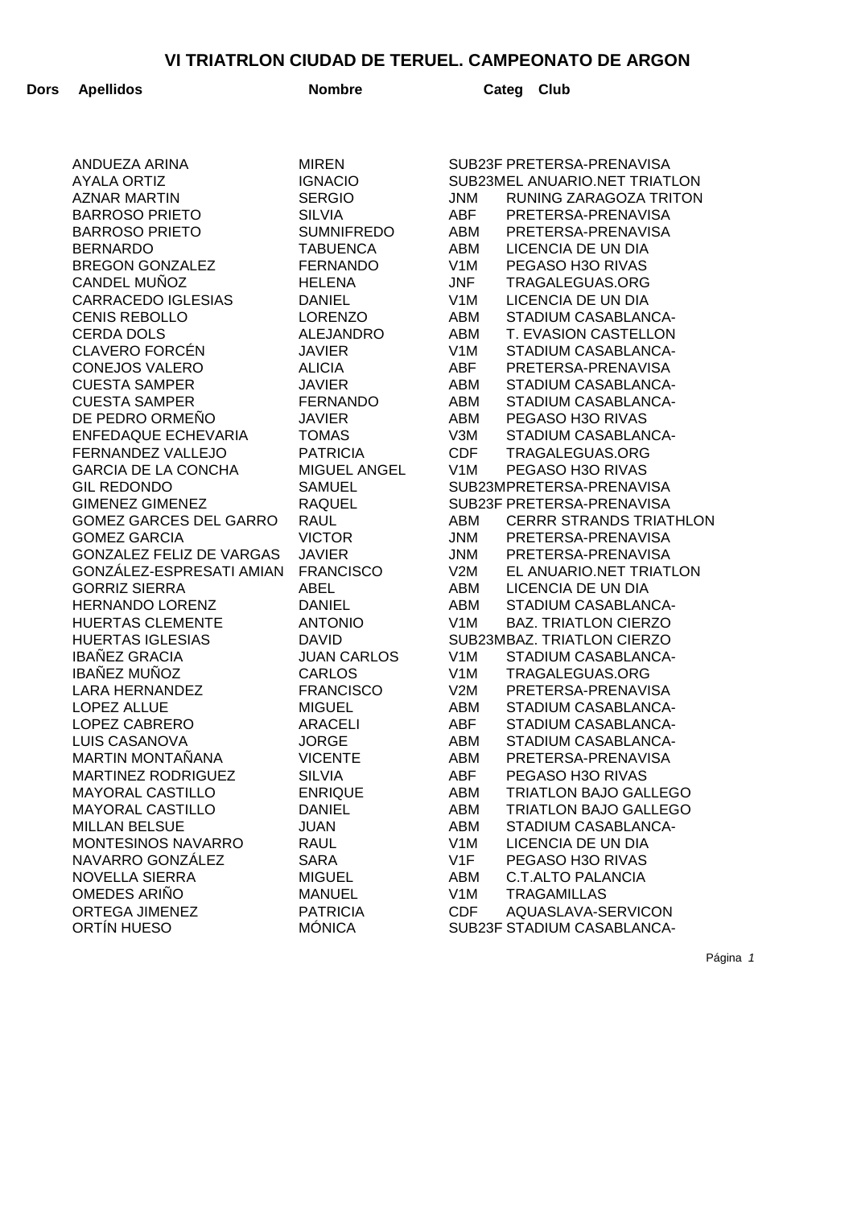# VI TRIATRLON CIUDAD DE TERUEL. CAMPEONATO DE ARGON

| Dors | Apellidos | Nombre | Categ | Club |
|---|---|---|---|---|
| | ANDUEZA ARINA | MIREN | SUB23F | PRETERSA-PRENAVISA |
| | AYALA ORTIZ | IGNACIO | SUB23M | EL ANUARIO.NET TRIATLON |
| | AZNAR MARTIN | SERGIO | JNM | RUNING ZARAGOZA TRITON |
| | BARROSO PRIETO | SILVIA | ABF | PRETERSA-PRENAVISA |
| | BARROSO PRIETO | SUMNIFREDO | ABM | PRETERSA-PRENAVISA |
| | BERNARDO | TABUENCA | ABM | LICENCIA DE UN DIA |
| | BREGON GONZALEZ | FERNANDO | V1M | PEGASO H3O RIVAS |
| | CANDEL MUÑOZ | HELENA | JNF | TRAGALEGUAS.ORG |
| | CARRACEDO IGLESIAS | DANIEL | V1M | LICENCIA DE UN DIA |
| | CENIS REBOLLO | LORENZO | ABM | STADIUM CASABLANCA- |
| | CERDA DOLS | ALEJANDRO | ABM | T. EVASION CASTELLON |
| | CLAVERO FORCÉN | JAVIER | V1M | STADIUM CASABLANCA- |
| | CONEJOS VALERO | ALICIA | ABF | PRETERSA-PRENAVISA |
| | CUESTA SAMPER | JAVIER | ABM | STADIUM CASABLANCA- |
| | CUESTA SAMPER | FERNANDO | ABM | STADIUM CASABLANCA- |
| | DE PEDRO ORMEÑO | JAVIER | ABM | PEGASO H3O RIVAS |
| | ENFEDAQUE ECHEVARIA | TOMAS | V3M | STADIUM CASABLANCA- |
| | FERNANDEZ VALLEJO | PATRICIA | CDF | TRAGALEGUAS.ORG |
| | GARCIA DE LA CONCHA | MIGUEL ANGEL | V1M | PEGASO H3O RIVAS |
| | GIL REDONDO | SAMUEL | SUB23M | PRETERSA-PRENAVISA |
| | GIMENEZ GIMENEZ | RAQUEL | SUB23F | PRETERSA-PRENAVISA |
| | GOMEZ GARCES DEL GARRO | RAUL | ABM | CERRR STRANDS TRIATHLON |
| | GOMEZ GARCIA | VICTOR | JNM | PRETERSA-PRENAVISA |
| | GONZALEZ FELIZ DE VARGAS | JAVIER | JNM | PRETERSA-PRENAVISA |
| | GONZÁLEZ-ESPRESATI AMIAN | FRANCISCO | V2M | EL ANUARIO.NET TRIATLON |
| | GORRIZ SIERRA | ABEL | ABM | LICENCIA DE UN DIA |
| | HERNANDO LORENZ | DANIEL | ABM | STADIUM CASABLANCA- |
| | HUERTAS CLEMENTE | ANTONIO | V1M | BAZ. TRIATLON CIERZO |
| | HUERTAS IGLESIAS | DAVID | SUB23M | BAZ. TRIATLON CIERZO |
| | IBAÑEZ GRACIA | JUAN CARLOS | V1M | STADIUM CASABLANCA- |
| | IBAÑEZ MUÑOZ | CARLOS | V1M | TRAGALEGUAS.ORG |
| | LARA HERNANDEZ | FRANCISCO | V2M | PRETERSA-PRENAVISA |
| | LOPEZ ALLUE | MIGUEL | ABM | STADIUM CASABLANCA- |
| | LOPEZ CABRERO | ARACELI | ABF | STADIUM CASABLANCA- |
| | LUIS CASANOVA | JORGE | ABM | STADIUM CASABLANCA- |
| | MARTIN MONTAÑANA | VICENTE | ABM | PRETERSA-PRENAVISA |
| | MARTINEZ RODRIGUEZ | SILVIA | ABF | PEGASO H3O RIVAS |
| | MAYORAL CASTILLO | ENRIQUE | ABM | TRIATLON BAJO GALLEGO |
| | MAYORAL CASTILLO | DANIEL | ABM | TRIATLON BAJO GALLEGO |
| | MILLAN BELSUE | JUAN | ABM | STADIUM CASABLANCA- |
| | MONTESINOS NAVARRO | RAUL | V1M | LICENCIA DE UN DIA |
| | NAVARRO GONZÁLEZ | SARA | V1F | PEGASO H3O RIVAS |
| | NOVELLA SIERRA | MIGUEL | ABM | C.T.ALTO PALANCIA |
| | OMEDES ARIÑO | MANUEL | V1M | TRAGAMILLAS |
| | ORTEGA JIMENEZ | PATRICIA | CDF | AQUASLAVA-SERVICON |
| | ORTÍN HUESO | MÓNICA | SUB23F | STADIUM CASABLANCA- |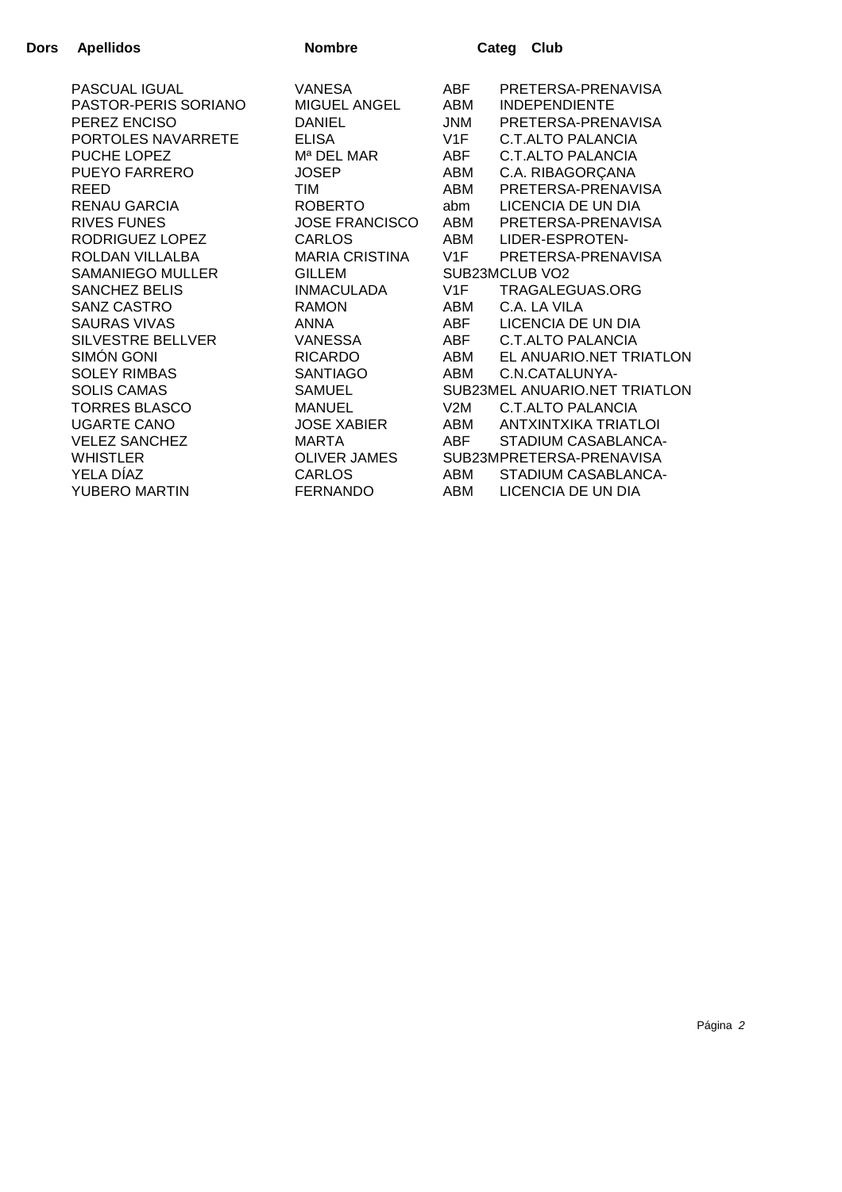| Dors | Apellidos | Nombre | Categ | Club |
|---|---|---|---|---|
| | PASCUAL IGUAL | VANESA | ABF | PRETERSA-PRENAVISA |
| | PASTOR-PERIS SORIANO | MIGUEL ANGEL | ABM | INDEPENDIENTE |
| | PEREZ ENCISO | DANIEL | JNM | PRETERSA-PRENAVISA |
| | PORTOLES NAVARRETE | ELISA | V1F | C.T.ALTO PALANCIA |
| | PUCHE LOPEZ | Mª DEL MAR | ABF | C.T.ALTO PALANCIA |
| | PUEYO FARRERO | JOSEP | ABM | C.A. RIBAGORÇANA |
| | REED | TIM | ABM | PRETERSA-PRENAVISA |
| | RENAU GARCIA | ROBERTO | abm | LICENCIA DE UN DIA |
| | RIVES FUNES | JOSE FRANCISCO | ABM | PRETERSA-PRENAVISA |
| | RODRIGUEZ LOPEZ | CARLOS | ABM | LIDER-ESPROTEN- |
| | ROLDAN VILLALBA | MARIA CRISTINA | V1F | PRETERSA-PRENAVISA |
| | SAMANIEGO MULLER | GILLEM | SUB23M | CLUB VO2 |
| | SANCHEZ BELIS | INMACULADA | V1F | TRAGALEGUAS.ORG |
| | SANZ CASTRO | RAMON | ABM | C.A. LA VILA |
| | SAURAS VIVAS | ANNA | ABF | LICENCIA DE UN DIA |
| | SILVESTRE BELLVER | VANESSA | ABF | C.T.ALTO PALANCIA |
| | SIMÓN GONI | RICARDO | ABM | EL ANUARIO.NET TRIATLON |
| | SOLEY RIMBAS | SANTIAGO | ABM | C.N.CATALUNYA- |
| | SOLIS CAMAS | SAMUEL | SUB23M | EL ANUARIO.NET TRIATLON |
| | TORRES BLASCO | MANUEL | V2M | C.T.ALTO PALANCIA |
| | UGARTE CANO | JOSE XABIER | ABM | ANTXINTXIKA TRIATLOI |
| | VELEZ SANCHEZ | MARTA | ABF | STADIUM CASABLANCA- |
| | WHISTLER | OLIVER JAMES | SUB23M | PRETERSA-PRENAVISA |
| | YELA DÍAZ | CARLOS | ABM | STADIUM CASABLANCA- |
| | YUBERO MARTIN | FERNANDO | ABM | LICENCIA DE UN DIA |